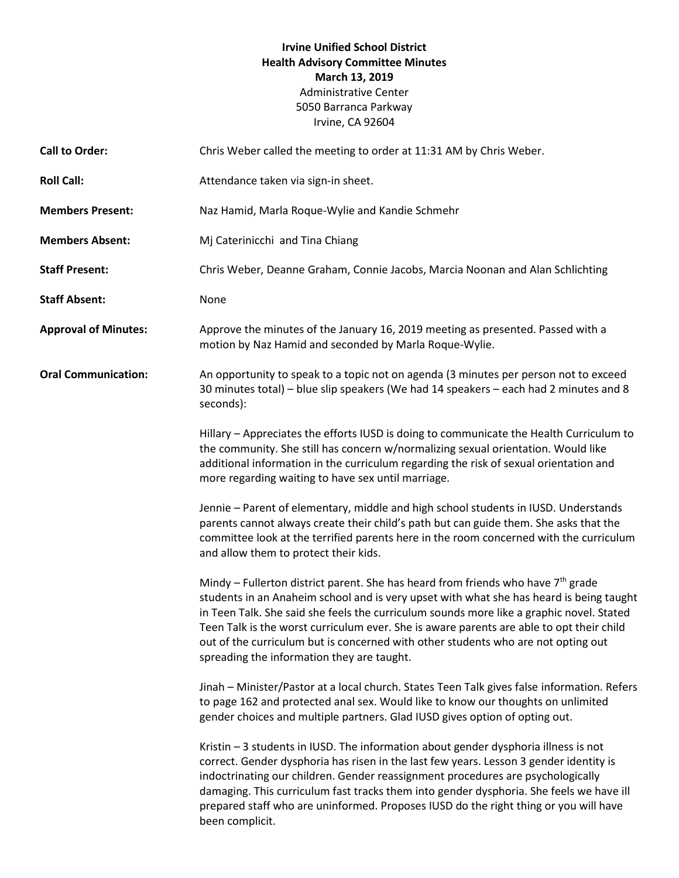**Irvine Unified School District**
**Health Advisory Committee Minutes**
**March 13, 2019**
Administrative Center
5050 Barranca Parkway
Irvine, CA 92604

**Call to Order:** Chris Weber called the meeting to order at 11:31 AM by Chris Weber.

**Roll Call:** Attendance taken via sign-in sheet.

**Members Present:** Naz Hamid, Marla Roque-Wylie and Kandie Schmehr

**Members Absent:** Mj Caterinicchi and Tina Chiang

**Staff Present:** Chris Weber, Deanne Graham, Connie Jacobs, Marcia Noonan and Alan Schlichting

**Staff Absent:** None

**Approval of Minutes:** Approve the minutes of the January 16, 2019 meeting as presented. Passed with a motion by Naz Hamid and seconded by Marla Roque-Wylie.

**Oral Communication:** An opportunity to speak to a topic not on agenda (3 minutes per person not to exceed 30 minutes total) – blue slip speakers (We had 14 speakers – each had 2 minutes and 8 seconds):

Hillary – Appreciates the efforts IUSD is doing to communicate the Health Curriculum to the community. She still has concern w/normalizing sexual orientation. Would like additional information in the curriculum regarding the risk of sexual orientation and more regarding waiting to have sex until marriage.

Jennie – Parent of elementary, middle and high school students in IUSD. Understands parents cannot always create their child's path but can guide them. She asks that the committee look at the terrified parents here in the room concerned with the curriculum and allow them to protect their kids.

Mindy – Fullerton district parent. She has heard from friends who have 7th grade students in an Anaheim school and is very upset with what she has heard is being taught in Teen Talk. She said she feels the curriculum sounds more like a graphic novel. Stated Teen Talk is the worst curriculum ever. She is aware parents are able to opt their child out of the curriculum but is concerned with other students who are not opting out spreading the information they are taught.

Jinah – Minister/Pastor at a local church. States Teen Talk gives false information. Refers to page 162 and protected anal sex. Would like to know our thoughts on unlimited gender choices and multiple partners. Glad IUSD gives option of opting out.

Kristin – 3 students in IUSD. The information about gender dysphoria illness is not correct. Gender dysphoria has risen in the last few years. Lesson 3 gender identity is indoctrinating our children. Gender reassignment procedures are psychologically damaging. This curriculum fast tracks them into gender dysphoria. She feels we have ill prepared staff who are uninformed. Proposes IUSD do the right thing or you will have been complicit.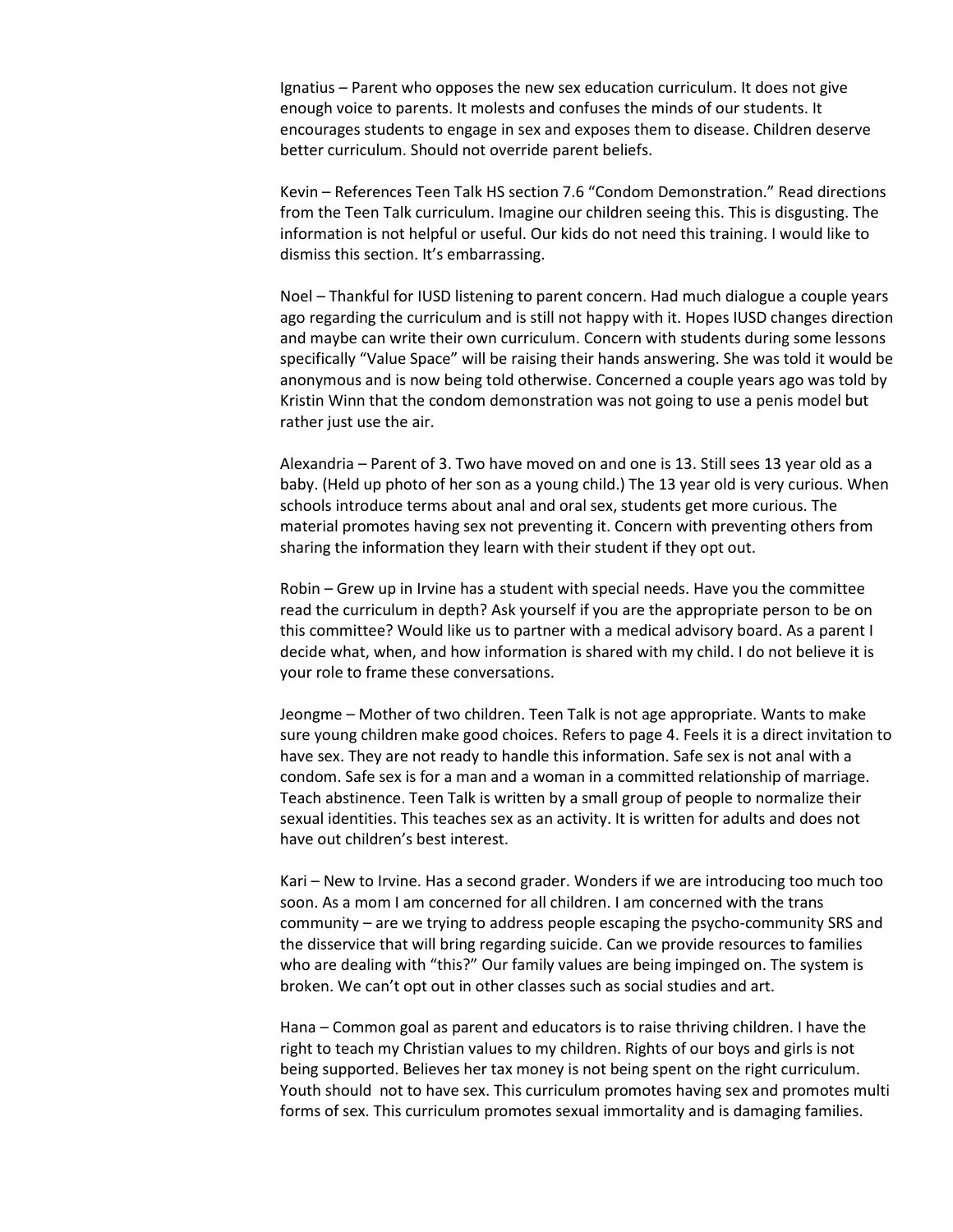Ignatius – Parent who opposes the new sex education curriculum. It does not give enough voice to parents. It molests and confuses the minds of our students. It encourages students to engage in sex and exposes them to disease. Children deserve better curriculum. Should not override parent beliefs.

Kevin – References Teen Talk HS section 7.6 "Condom Demonstration." Read directions from the Teen Talk curriculum. Imagine our children seeing this. This is disgusting. The information is not helpful or useful. Our kids do not need this training. I would like to dismiss this section. It's embarrassing.

Noel – Thankful for IUSD listening to parent concern. Had much dialogue a couple years ago regarding the curriculum and is still not happy with it. Hopes IUSD changes direction and maybe can write their own curriculum. Concern with students during some lessons specifically "Value Space" will be raising their hands answering. She was told it would be anonymous and is now being told otherwise. Concerned a couple years ago was told by Kristin Winn that the condom demonstration was not going to use a penis model but rather just use the air.

Alexandria – Parent of 3. Two have moved on and one is 13. Still sees 13 year old as a baby. (Held up photo of her son as a young child.) The 13 year old is very curious. When schools introduce terms about anal and oral sex, students get more curious. The material promotes having sex not preventing it. Concern with preventing others from sharing the information they learn with their student if they opt out.

Robin – Grew up in Irvine has a student with special needs. Have you the committee read the curriculum in depth? Ask yourself if you are the appropriate person to be on this committee? Would like us to partner with a medical advisory board. As a parent I decide what, when, and how information is shared with my child. I do not believe it is your role to frame these conversations.

Jeongme – Mother of two children. Teen Talk is not age appropriate. Wants to make sure young children make good choices. Refers to page 4. Feels it is a direct invitation to have sex. They are not ready to handle this information. Safe sex is not anal with a condom. Safe sex is for a man and a woman in a committed relationship of marriage. Teach abstinence. Teen Talk is written by a small group of people to normalize their sexual identities. This teaches sex as an activity. It is written for adults and does not have out children's best interest.

Kari – New to Irvine. Has a second grader. Wonders if we are introducing too much too soon. As a mom I am concerned for all children. I am concerned with the trans community – are we trying to address people escaping the psycho-community SRS and the disservice that will bring regarding suicide. Can we provide resources to families who are dealing with "this?" Our family values are being impinged on. The system is broken. We can't opt out in other classes such as social studies and art.

Hana – Common goal as parent and educators is to raise thriving children. I have the right to teach my Christian values to my children. Rights of our boys and girls is not being supported. Believes her tax money is not being spent on the right curriculum. Youth should not to have sex. This curriculum promotes having sex and promotes multi forms of sex. This curriculum promotes sexual immortality and is damaging families.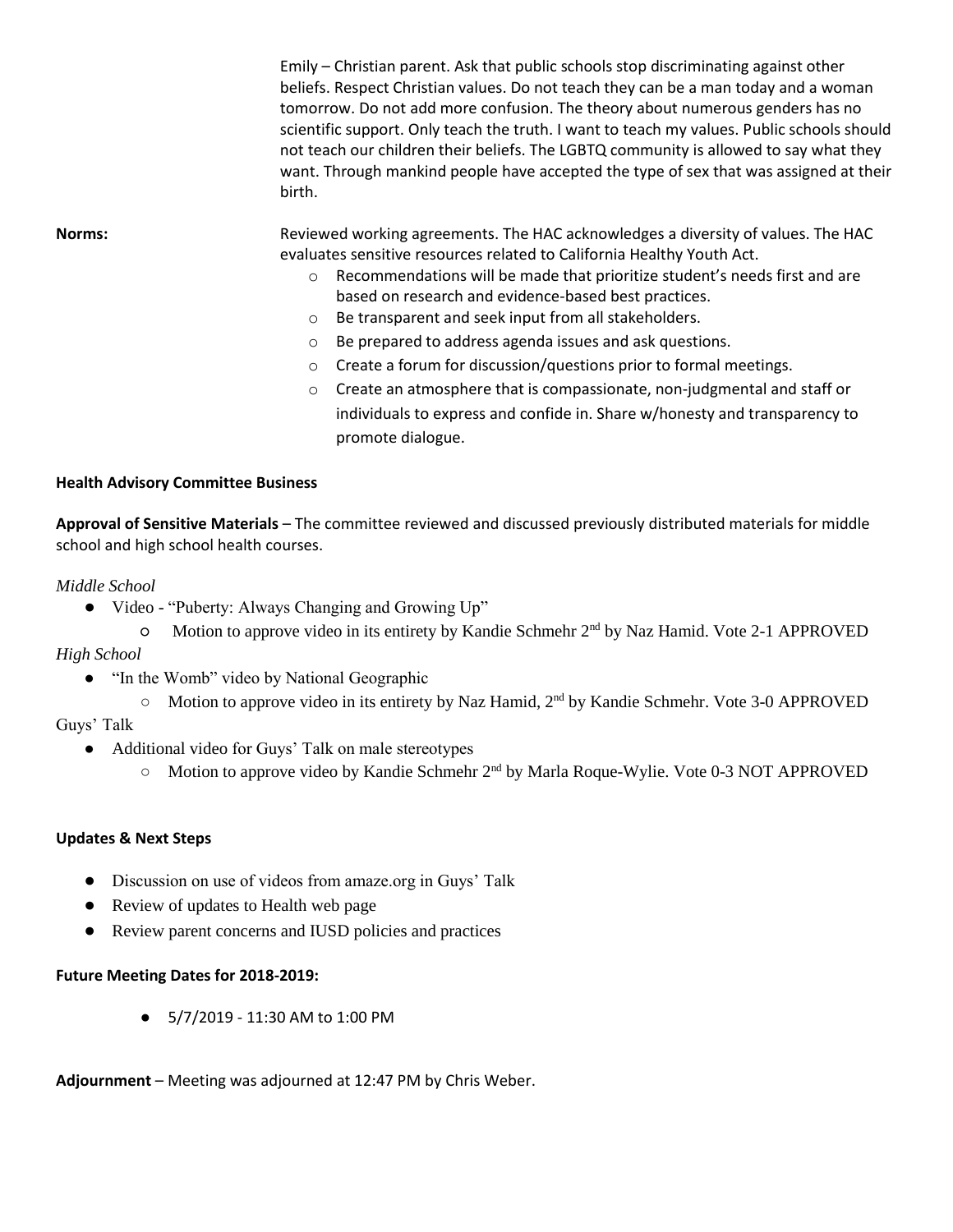Emily – Christian parent. Ask that public schools stop discriminating against other beliefs. Respect Christian values. Do not teach they can be a man today and a woman tomorrow. Do not add more confusion. The theory about numerous genders has no scientific support. Only teach the truth. I want to teach my values. Public schools should not teach our children their beliefs. The LGBTQ community is allowed to say what they want. Through mankind people have accepted the type of sex that was assigned at their birth.

**Norms:** Reviewed working agreements. The HAC acknowledges a diversity of values. The HAC evaluates sensitive resources related to California Healthy Youth Act.

- Recommendations will be made that prioritize student's needs first and are based on research and evidence-based best practices.
- Be transparent and seek input from all stakeholders.
- Be prepared to address agenda issues and ask questions.
- Create a forum for discussion/questions prior to formal meetings.
- Create an atmosphere that is compassionate, non-judgmental and staff or individuals to express and confide in. Share w/honesty and transparency to promote dialogue.

**Health Advisory Committee Business**

**Approval of Sensitive Materials** – The committee reviewed and discussed previously distributed materials for middle school and high school health courses.

*Middle School*

- Video - "Puberty: Always Changing and Growing Up"
  - Motion to approve video in its entirety by Kandie Schmehr 2nd by Naz Hamid. Vote 2-1 APPROVED

*High School*

- "In the Womb" video by National Geographic
  - Motion to approve video in its entirety by Naz Hamid, 2nd by Kandie Schmehr. Vote 3-0 APPROVED

Guys' Talk

- Additional video for Guys' Talk on male stereotypes
  - Motion to approve video by Kandie Schmehr 2nd by Marla Roque-Wylie. Vote 0-3 NOT APPROVED

**Updates & Next Steps**

- Discussion on use of videos from amaze.org in Guys' Talk
- Review of updates to Health web page
- Review parent concerns and IUSD policies and practices

**Future Meeting Dates for 2018-2019:**

- 5/7/2019 - 11:30 AM to 1:00 PM

**Adjournment** – Meeting was adjourned at 12:47 PM by Chris Weber.